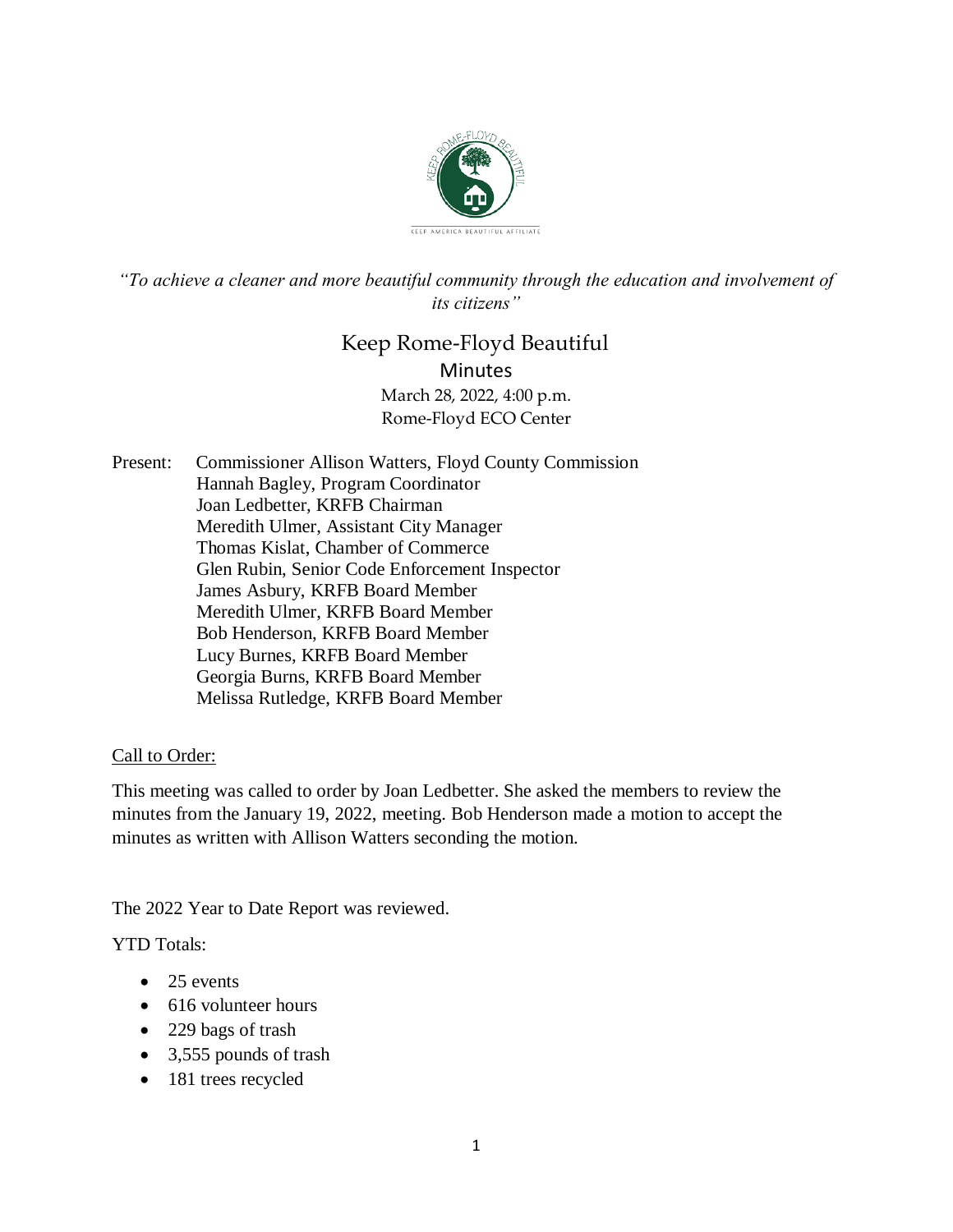*"To achieve a cleaner and more beautiful community through the education and involvement of its citizens"*

# Keep Rome-Floyd Beautiful

## Minutes

March 28, 2022, 4:00 p.m.
Rome-Floyd ECO Center

Present:
Commissioner Allison Watters, Floyd County Commission
Hannah Bagley, Program Coordinator
Joan Ledbetter, KRFB Chairman
Meredith Ulmer, Assistant City Manager
Thomas Kislat, Chamber of Commerce
Glen Rubin, Senior Code Enforcement Inspector
James Asbury, KRFB Board Member
Meredith Ulmer, KRFB Board Member
Bob Henderson, KRFB Board Member
Lucy Burnes, KRFB Board Member
Georgia Burns, KRFB Board Member
Melissa Rutledge, KRFB Board Member

Call to Order:

This meeting was called to order by Joan Ledbetter. She asked the members to review the minutes from the January 19, 2022, meeting. Bob Henderson made a motion to accept the minutes as written with Allison Watters seconding the motion.

The 2022 Year to Date Report was reviewed.

YTD Totals:

- 25 events
- 616 volunteer hours
- 229 bags of trash
- 3,555 pounds of trash
- 181 trees recycled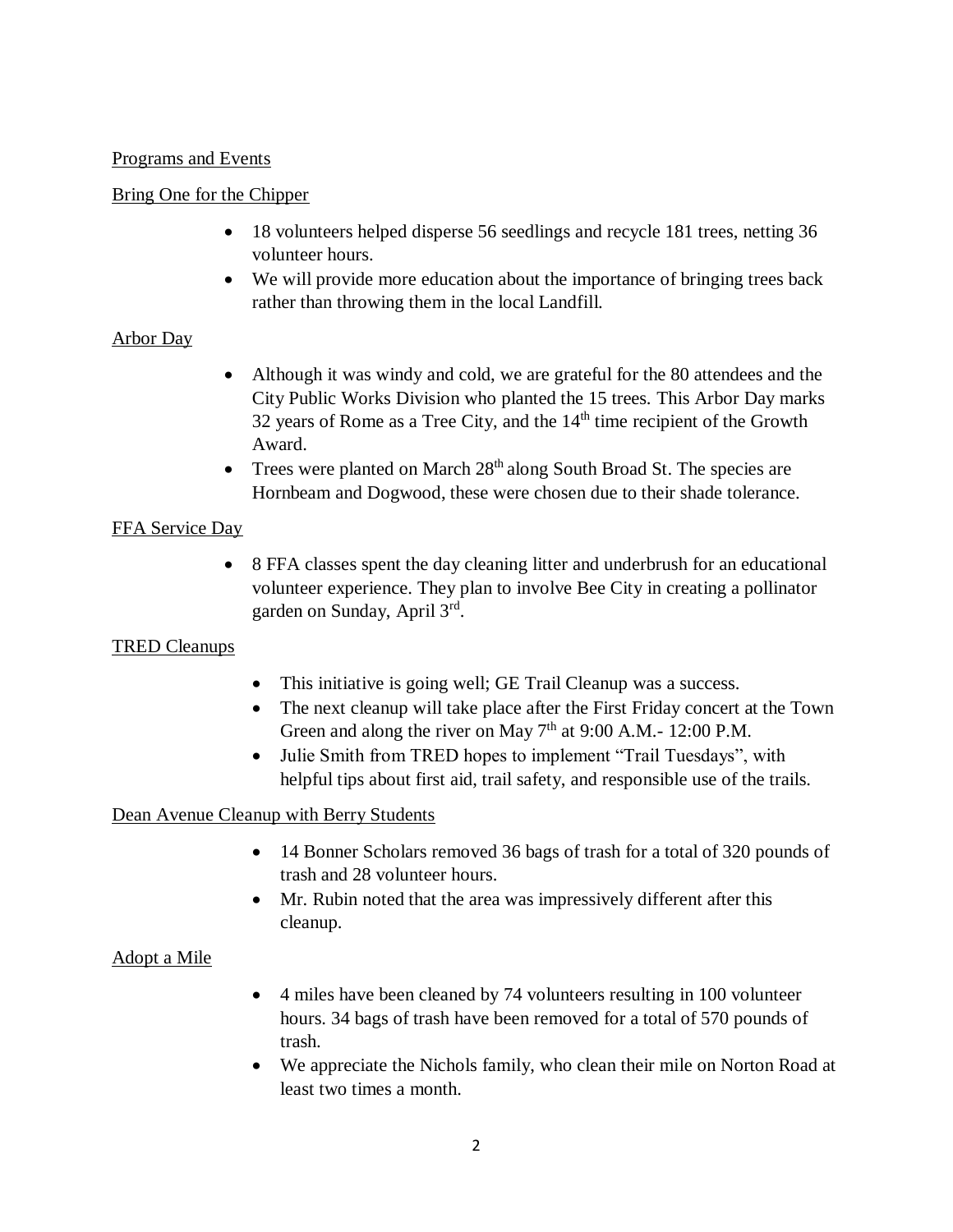## Programs and Events

### Bring One for the Chipper

- 18 volunteers helped disperse 56 seedlings and recycle 181 trees, netting 36 volunteer hours.
- We will provide more education about the importance of bringing trees back rather than throwing them in the local Landfill.

### Arbor Day

- Although it was windy and cold, we are grateful for the 80 attendees and the City Public Works Division who planted the 15 trees. This Arbor Day marks 32 years of Rome as a Tree City, and the 14th time recipient of the Growth Award.
- Trees were planted on March 28th along South Broad St. The species are Hornbeam and Dogwood, these were chosen due to their shade tolerance.

### FFA Service Day

- 8 FFA classes spent the day cleaning litter and underbrush for an educational volunteer experience. They plan to involve Bee City in creating a pollinator garden on Sunday, April 3rd.

### TRED Cleanups

- This initiative is going well; GE Trail Cleanup was a success.
- The next cleanup will take place after the First Friday concert at the Town Green and along the river on May 7th at 9:00 A.M.- 12:00 P.M.
- Julie Smith from TRED hopes to implement "Trail Tuesdays", with helpful tips about first aid, trail safety, and responsible use of the trails.

### Dean Avenue Cleanup with Berry Students

- 14 Bonner Scholars removed 36 bags of trash for a total of 320 pounds of trash and 28 volunteer hours.
- Mr. Rubin noted that the area was impressively different after this cleanup.

### Adopt a Mile

- 4 miles have been cleaned by 74 volunteers resulting in 100 volunteer hours. 34 bags of trash have been removed for a total of 570 pounds of trash.
- We appreciate the Nichols family, who clean their mile on Norton Road at least two times a month.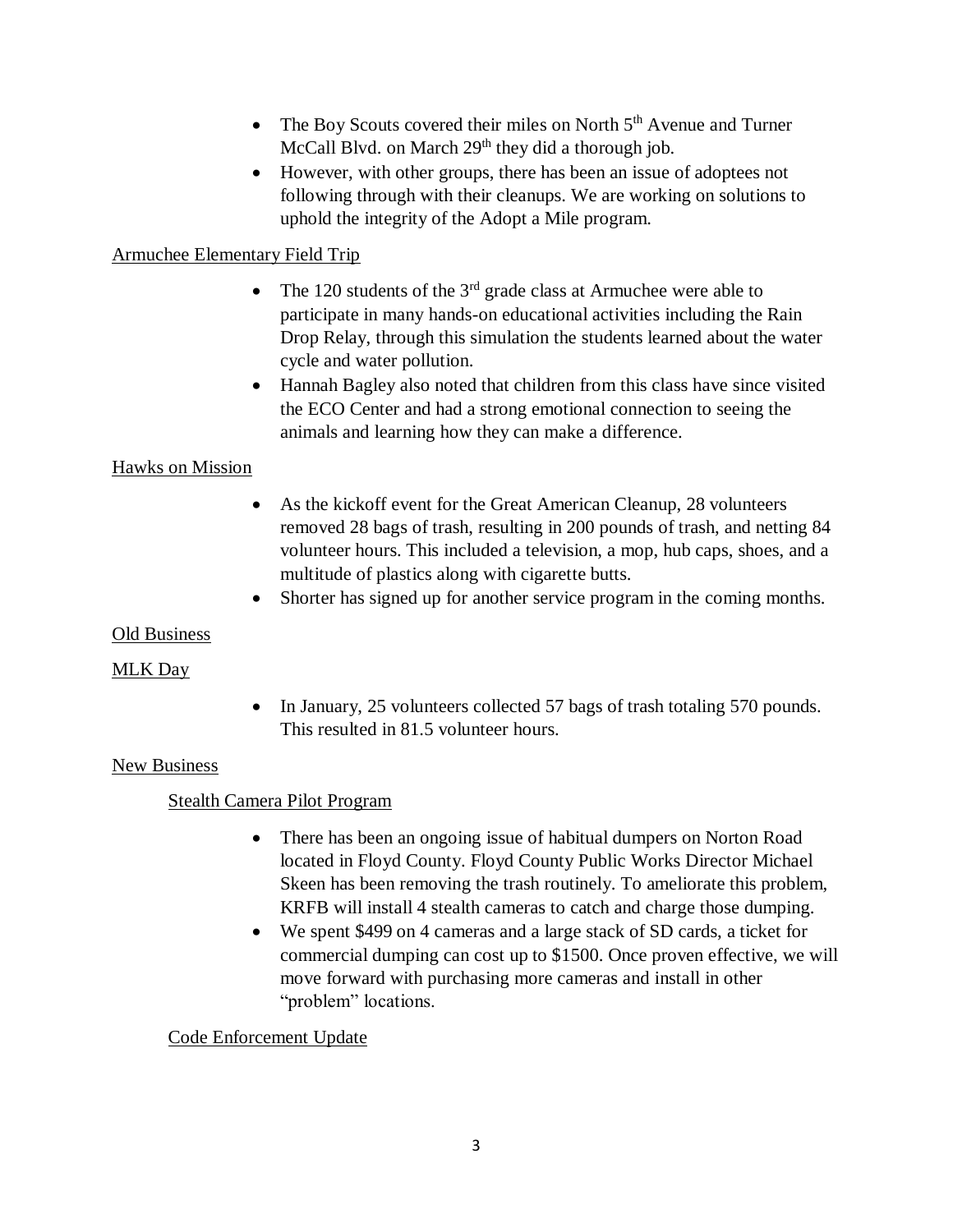- The Boy Scouts covered their miles on North 5th Avenue and Turner McCall Blvd. on March 29th they did a thorough job.
- However, with other groups, there has been an issue of adoptees not following through with their cleanups. We are working on solutions to uphold the integrity of the Adopt a Mile program.

Armuchee Elementary Field Trip

- The 120 students of the 3rd grade class at Armuchee were able to participate in many hands-on educational activities including the Rain Drop Relay, through this simulation the students learned about the water cycle and water pollution.
- Hannah Bagley also noted that children from this class have since visited the ECO Center and had a strong emotional connection to seeing the animals and learning how they can make a difference.

Hawks on Mission

- As the kickoff event for the Great American Cleanup, 28 volunteers removed 28 bags of trash, resulting in 200 pounds of trash, and netting 84 volunteer hours. This included a television, a mop, hub caps, shoes, and a multitude of plastics along with cigarette butts.
- Shorter has signed up for another service program in the coming months.

Old Business

MLK Day

- In January, 25 volunteers collected 57 bags of trash totaling 570 pounds. This resulted in 81.5 volunteer hours.

New Business

Stealth Camera Pilot Program

- There has been an ongoing issue of habitual dumpers on Norton Road located in Floyd County. Floyd County Public Works Director Michael Skeen has been removing the trash routinely. To ameliorate this problem, KRFB will install 4 stealth cameras to catch and charge those dumping.
- We spent $499 on 4 cameras and a large stack of SD cards, a ticket for commercial dumping can cost up to $1500. Once proven effective, we will move forward with purchasing more cameras and install in other "problem" locations.

Code Enforcement Update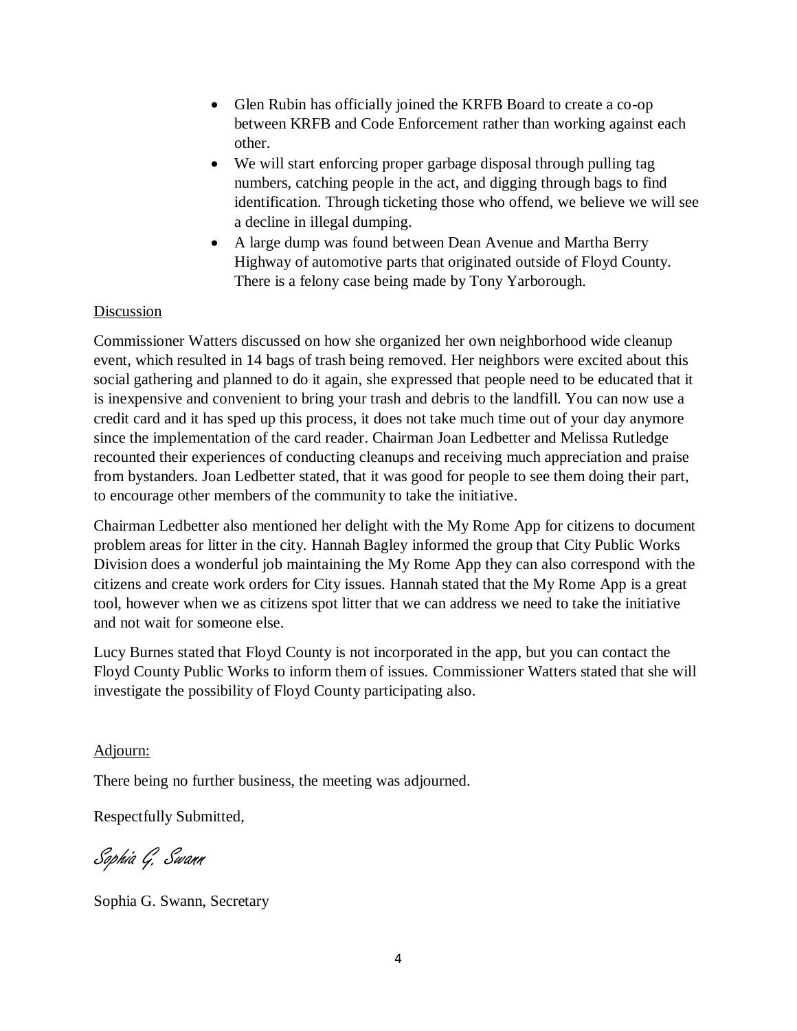- Glen Rubin has officially joined the KRFB Board to create a co-op between KRFB and Code Enforcement rather than working against each other.
- We will start enforcing proper garbage disposal through pulling tag numbers, catching people in the act, and digging through bags to find identification. Through ticketing those who offend, we believe we will see a decline in illegal dumping.
- A large dump was found between Dean Avenue and Martha Berry Highway of automotive parts that originated outside of Floyd County. There is a felony case being made by Tony Yarborough.

<u>Discussion</u>

Commissioner Watters discussed on how she organized her own neighborhood wide cleanup event, which resulted in 14 bags of trash being removed. Her neighbors were excited about this social gathering and planned to do it again, she expressed that people need to be educated that it is inexpensive and convenient to bring your trash and debris to the landfill. You can now use a credit card and it has sped up this process, it does not take much time out of your day anymore since the implementation of the card reader. Chairman Joan Ledbetter and Melissa Rutledge recounted their experiences of conducting cleanups and receiving much appreciation and praise from bystanders. Joan Ledbetter stated, that it was good for people to see them doing their part, to encourage other members of the community to take the initiative.

Chairman Ledbetter also mentioned her delight with the My Rome App for citizens to document problem areas for litter in the city. Hannah Bagley informed the group that City Public Works Division does a wonderful job maintaining the My Rome App they can also correspond with the citizens and create work orders for City issues. Hannah stated that the My Rome App is a great tool, however when we as citizens spot litter that we can address we need to take the initiative and not wait for someone else.

Lucy Burnes stated that Floyd County is not incorporated in the app, but you can contact the Floyd County Public Works to inform them of issues. Commissioner Watters stated that she will investigate the possibility of Floyd County participating also.

<u>Adjourn:</u>

There being no further business, the meeting was adjourned.

Respectfully Submitted,

*Sophia G. Swann*

Sophia G. Swann, Secretary